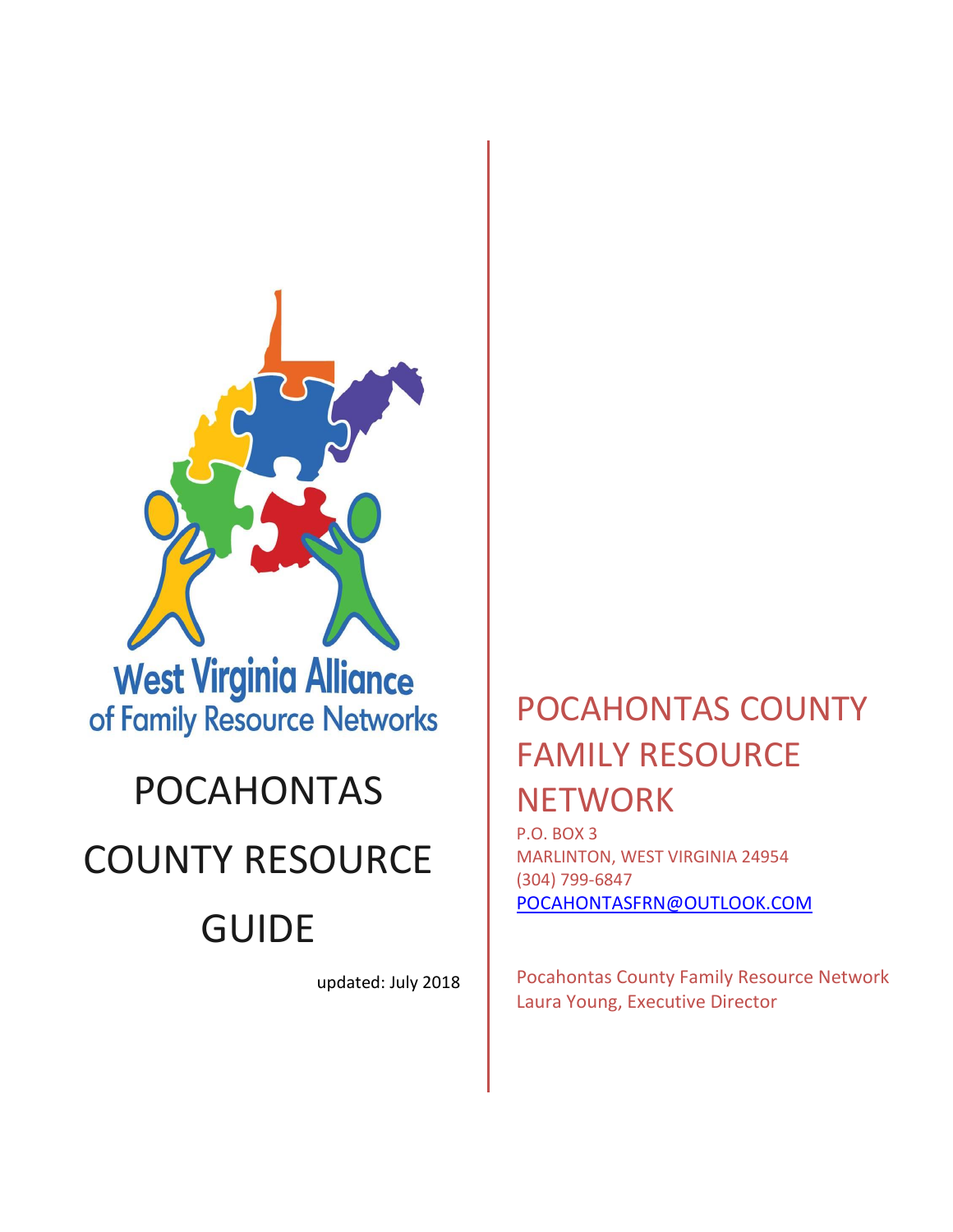West Virginia Alliance of Family Resource Networks

# POCAHONTAS COUNTY RESOURCE GUIDE

updated: July 2018

## POCAHONTAS COUNTY FAMILY RESOURCE NETWORK

P.O. BOX 3
MARLINTON, WEST VIRGINIA 24954
(304) 799-6847
POCAHONTASFRN@OUTLOOK.COM

Pocahontas County Family Resource Network
Laura Young, Executive Director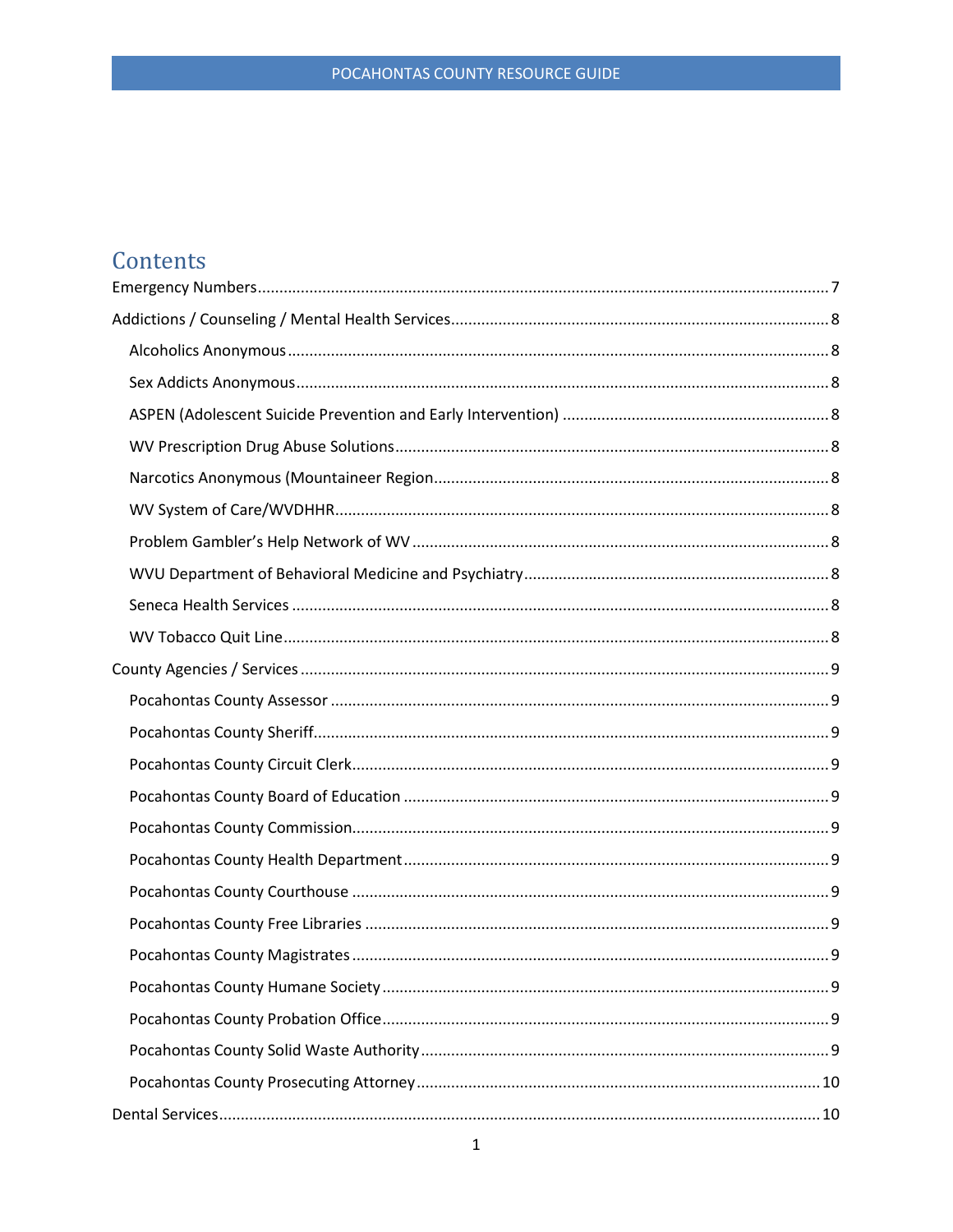# Contents

Emergency Numbers ... 7

Addictions / Counseling / Mental Health Services ... 8

- Alcoholics Anonymous ... 8
- Sex Addicts Anonymous ... 8
- ASPEN (Adolescent Suicide Prevention and Early Intervention) ... 8
- WV Prescription Drug Abuse Solutions ... 8
- Narcotics Anonymous (Mountaineer Region ... 8
- WV System of Care/WVDHHR ... 8
- Problem Gambler's Help Network of WV ... 8
- WVU Department of Behavioral Medicine and Psychiatry ... 8
- Seneca Health Services ... 8
- WV Tobacco Quit Line ... 8

County Agencies / Services ... 9

- Pocahontas County Assessor ... 9
- Pocahontas County Sheriff ... 9
- Pocahontas County Circuit Clerk ... 9
- Pocahontas County Board of Education ... 9
- Pocahontas County Commission ... 9
- Pocahontas County Health Department ... 9
- Pocahontas County Courthouse ... 9
- Pocahontas County Free Libraries ... 9
- Pocahontas County Magistrates ... 9
- Pocahontas County Humane Society ... 9
- Pocahontas County Probation Office ... 9
- Pocahontas County Solid Waste Authority ... 9
- Pocahontas County Prosecuting Attorney ... 10

Dental Services ... 10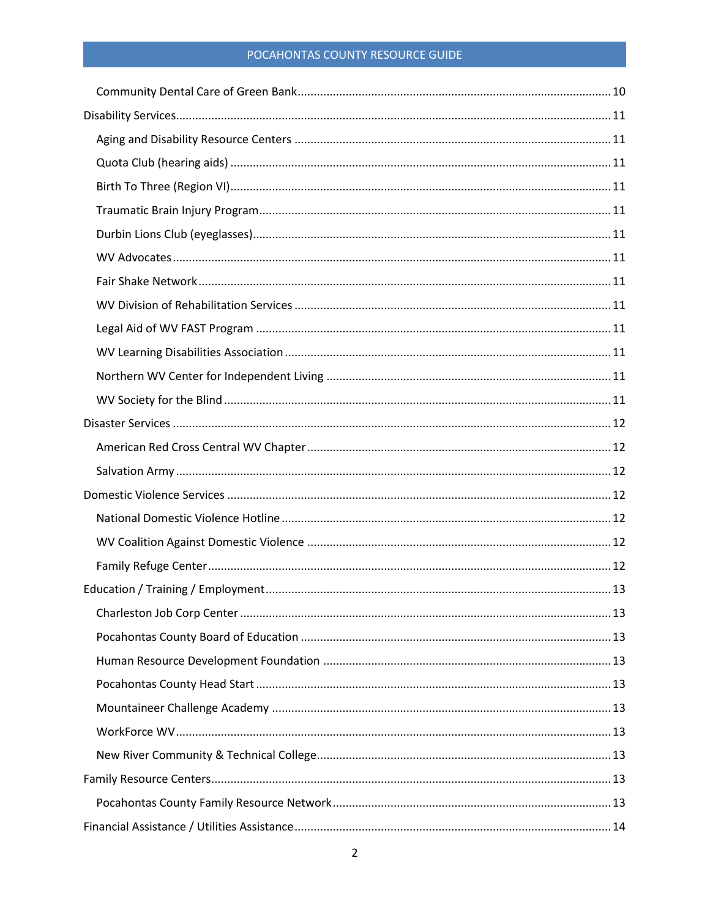Community Dental Care of Green Bank .......... 10

Disability Services .......... 11

Aging and Disability Resource Centers .......... 11

Quota Club (hearing aids) .......... 11

Birth To Three (Region VI) .......... 11

Traumatic Brain Injury Program .......... 11

Durbin Lions Club (eyeglasses) .......... 11

WV Advocates .......... 11

Fair Shake Network .......... 11

WV Division of Rehabilitation Services .......... 11

Legal Aid of WV FAST Program .......... 11

WV Learning Disabilities Association .......... 11

Northern WV Center for Independent Living .......... 11

WV Society for the Blind .......... 11

Disaster Services .......... 12

American Red Cross Central WV Chapter .......... 12

Salvation Army .......... 12

Domestic Violence Services .......... 12

National Domestic Violence Hotline .......... 12

WV Coalition Against Domestic Violence .......... 12

Family Refuge Center .......... 12

Education / Training / Employment .......... 13

Charleston Job Corp Center .......... 13

Pocahontas County Board of Education .......... 13

Human Resource Development Foundation .......... 13

Pocahontas County Head Start .......... 13

Mountaineer Challenge Academy .......... 13

WorkForce WV .......... 13

New River Community & Technical College .......... 13

Family Resource Centers .......... 13

Pocahontas County Family Resource Network .......... 13

Financial Assistance / Utilities Assistance .......... 14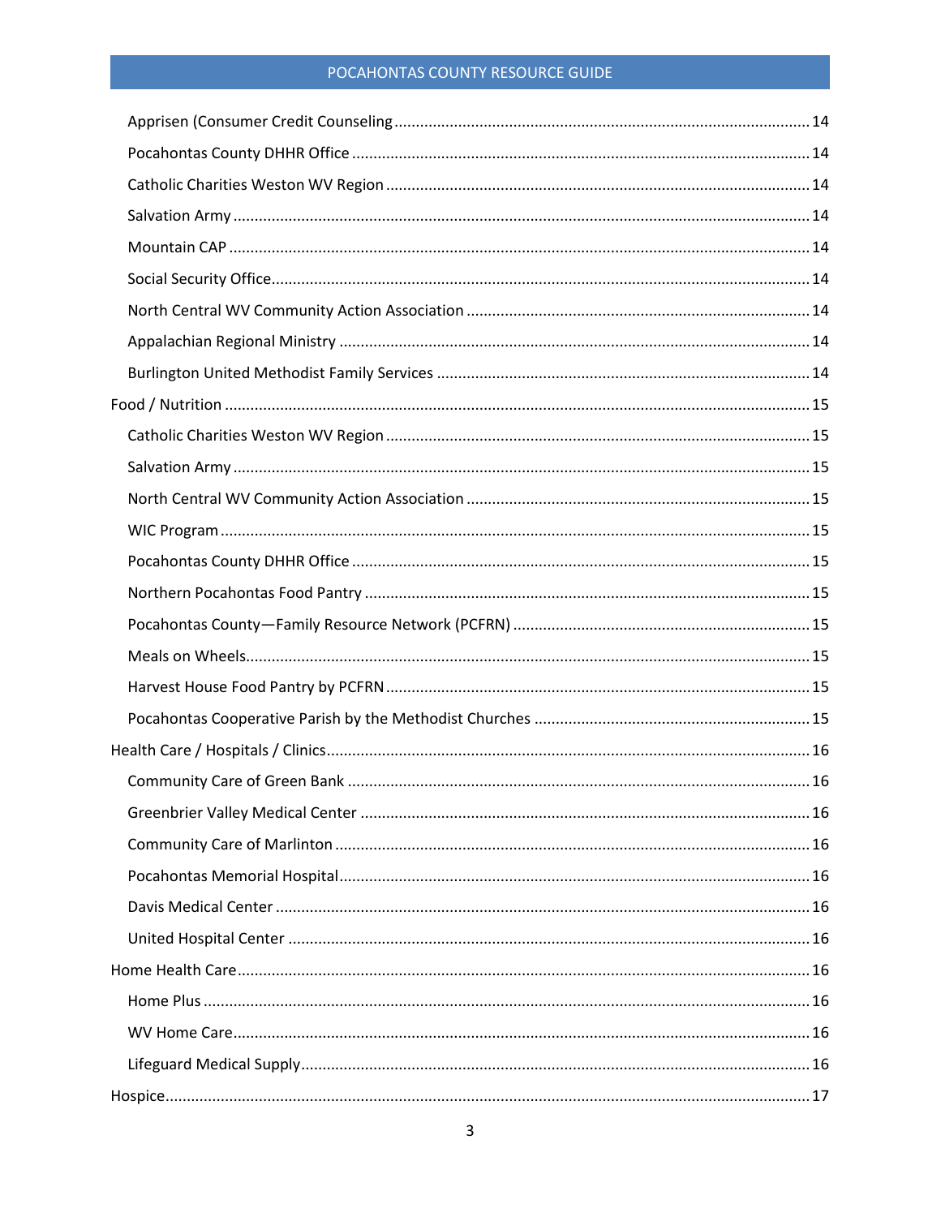Apprisen (Consumer Credit Counseling ..... 14

Pocahontas County DHHR Office ..... 14

Catholic Charities Weston WV Region ..... 14

Salvation Army ..... 14

Mountain CAP ..... 14

Social Security Office ..... 14

North Central WV Community Action Association ..... 14

Appalachian Regional Ministry ..... 14

Burlington United Methodist Family Services ..... 14

Food / Nutrition ..... 15

Catholic Charities Weston WV Region ..... 15

Salvation Army ..... 15

North Central WV Community Action Association ..... 15

WIC Program ..... 15

Pocahontas County DHHR Office ..... 15

Northern Pocahontas Food Pantry ..... 15

Pocahontas County—Family Resource Network (PCFRN) ..... 15

Meals on Wheels ..... 15

Harvest House Food Pantry by PCFRN ..... 15

Pocahontas Cooperative Parish by the Methodist Churches ..... 15

Health Care / Hospitals / Clinics ..... 16

Community Care of Green Bank ..... 16

Greenbrier Valley Medical Center ..... 16

Community Care of Marlinton ..... 16

Pocahontas Memorial Hospital ..... 16

Davis Medical Center ..... 16

United Hospital Center ..... 16

Home Health Care ..... 16

Home Plus ..... 16

WV Home Care ..... 16

Lifeguard Medical Supply ..... 16

Hospice ..... 17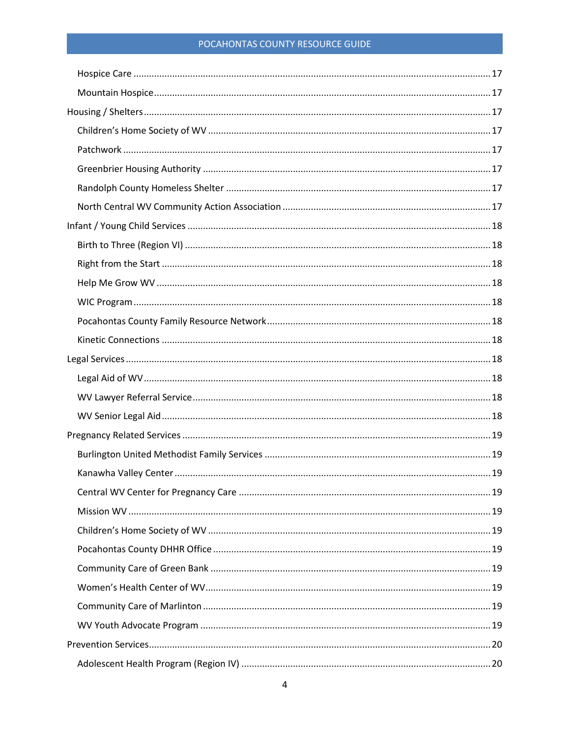Hospice Care ........................................................................................................................................ 17

Mountain Hospice................................................................................................................................ 17

Housing / Shelters.................................................................................................................................... 17

Children's Home Society of WV ........................................................................................................... 17

Patchwork ............................................................................................................................................ 17

Greenbrier Housing Authority ............................................................................................................. 17

Randolph County Homeless Shelter .................................................................................................... 17

North Central WV Community Action Association .............................................................................. 17

Infant / Young Child Services ................................................................................................................... 18

Birth to Three (Region VI) .................................................................................................................... 18

Right from the Start ............................................................................................................................. 18

Help Me Grow WV ............................................................................................................................... 18

WIC Program........................................................................................................................................ 18

Pocahontas County Family Resource Network..................................................................................... 18

Kinetic Connections ............................................................................................................................. 18

Legal Services........................................................................................................................................... 18

Legal Aid of WV.................................................................................................................................... 18

WV Lawyer Referral Service................................................................................................................. 18

WV Senior Legal Aid............................................................................................................................. 18

Pregnancy Related Services ..................................................................................................................... 19

Burlington United Methodist Family Services ..................................................................................... 19

Kanawha Valley Center........................................................................................................................ 19

Central WV Center for Pregnancy Care ................................................................................................ 19

Mission WV .......................................................................................................................................... 19

Children's Home Society of WV ........................................................................................................... 19

Pocahontas County DHHR Office ......................................................................................................... 19

Community Care of Green Bank ........................................................................................................... 19

Women's Health Center of WV............................................................................................................ 19

Community Care of Marlinton ............................................................................................................. 19

WV Youth Advocate Program .............................................................................................................. 19

Prevention Services.................................................................................................................................. 20

Adolescent Health Program (Region IV) ............................................................................................... 20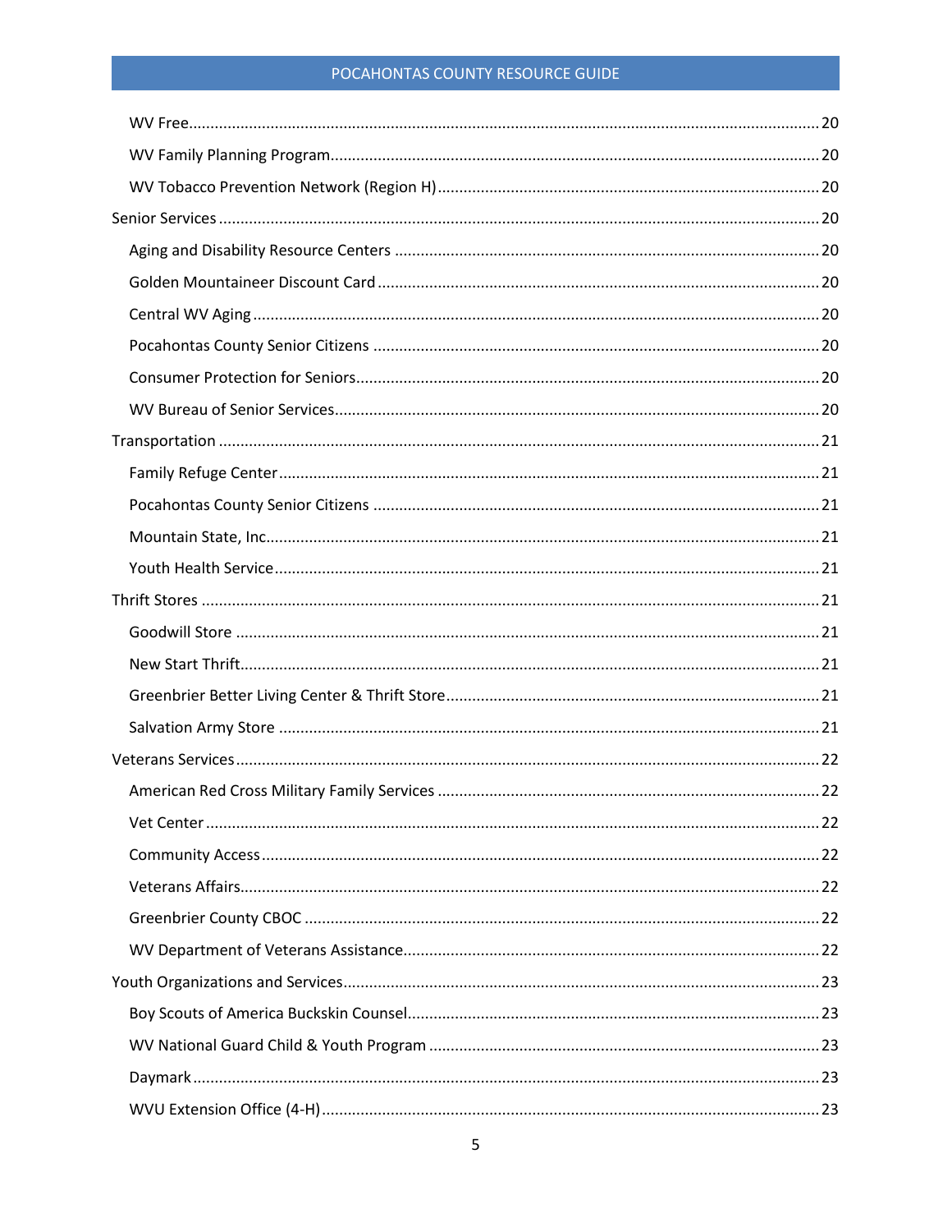- WV Free ........ 20
- WV Family Planning Program ........ 20
- WV Tobacco Prevention Network (Region H) ........ 20

Senior Services ........ 20

- Aging and Disability Resource Centers ........ 20
- Golden Mountaineer Discount Card ........ 20
- Central WV Aging ........ 20
- Pocahontas County Senior Citizens ........ 20
- Consumer Protection for Seniors ........ 20
- WV Bureau of Senior Services ........ 20

Transportation ........ 21

- Family Refuge Center ........ 21
- Pocahontas County Senior Citizens ........ 21
- Mountain State, Inc. ........ 21
- Youth Health Service ........ 21

Thrift Stores ........ 21

- Goodwill Store ........ 21
- New Start Thrift ........ 21
- Greenbrier Better Living Center & Thrift Store ........ 21
- Salvation Army Store ........ 21

Veterans Services ........ 22

- American Red Cross Military Family Services ........ 22
- Vet Center ........ 22
- Community Access ........ 22
- Veterans Affairs ........ 22
- Greenbrier County CBOC ........ 22
- WV Department of Veterans Assistance ........ 22

Youth Organizations and Services ........ 23

- Boy Scouts of America Buckskin Counsel ........ 23
- WV National Guard Child & Youth Program ........ 23
- Daymark ........ 23
- WVU Extension Office (4-H) ........ 23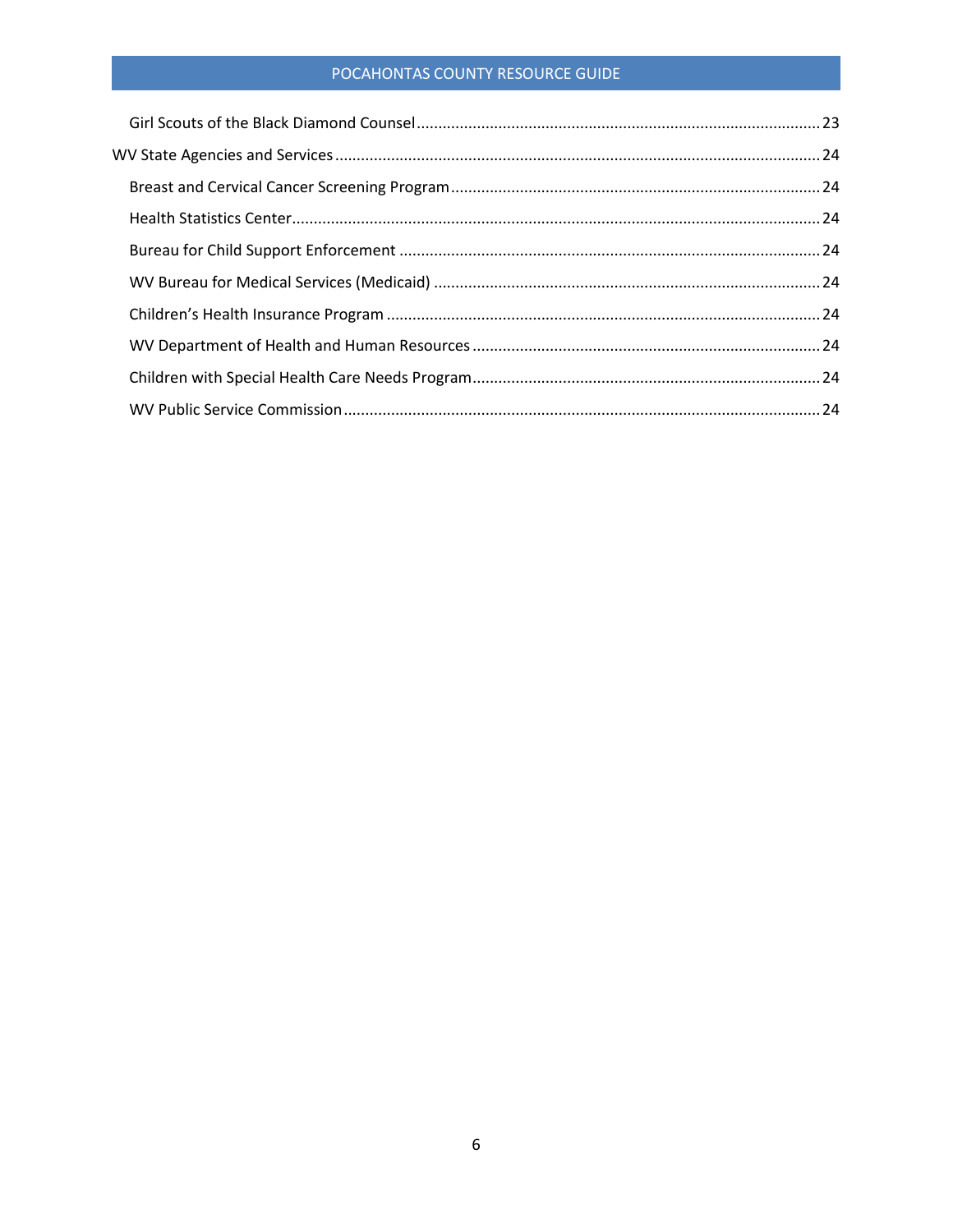Girl Scouts of the Black Diamond Counsel ........................................ 23

WV State Agencies and Services ........................................ 24

Breast and Cervical Cancer Screening Program ........................................ 24

Health Statistics Center ........................................ 24

Bureau for Child Support Enforcement ........................................ 24

WV Bureau for Medical Services (Medicaid) ........................................ 24

Children's Health Insurance Program ........................................ 24

WV Department of Health and Human Resources ........................................ 24

Children with Special Health Care Needs Program ........................................ 24

WV Public Service Commission ........................................ 24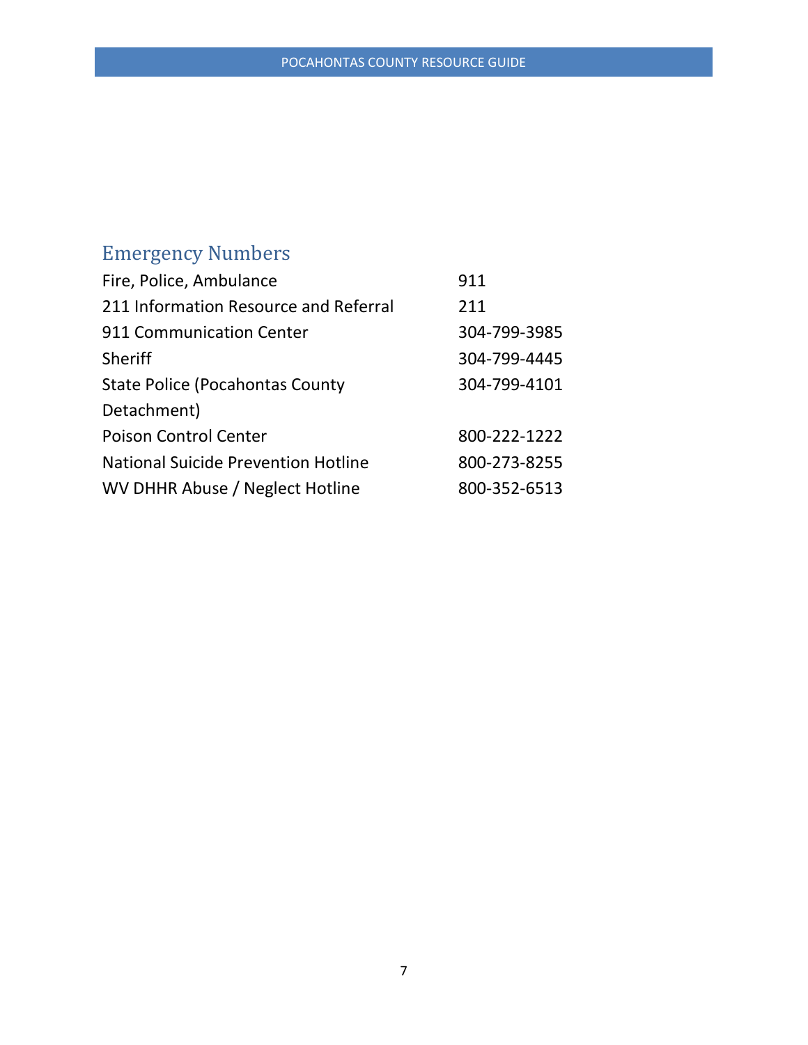## Emergency Numbers

| | |
|---|---|
| Fire, Police, Ambulance | 911 |
| 211 Information Resource and Referral | 211 |
| 911 Communication Center | 304-799-3985 |
| Sheriff | 304-799-4445 |
| State Police (Pocahontas County Detachment) | 304-799-4101 |
| Poison Control Center | 800-222-1222 |
| National Suicide Prevention Hotline | 800-273-8255 |
| WV DHHR Abuse / Neglect Hotline | 800-352-6513 |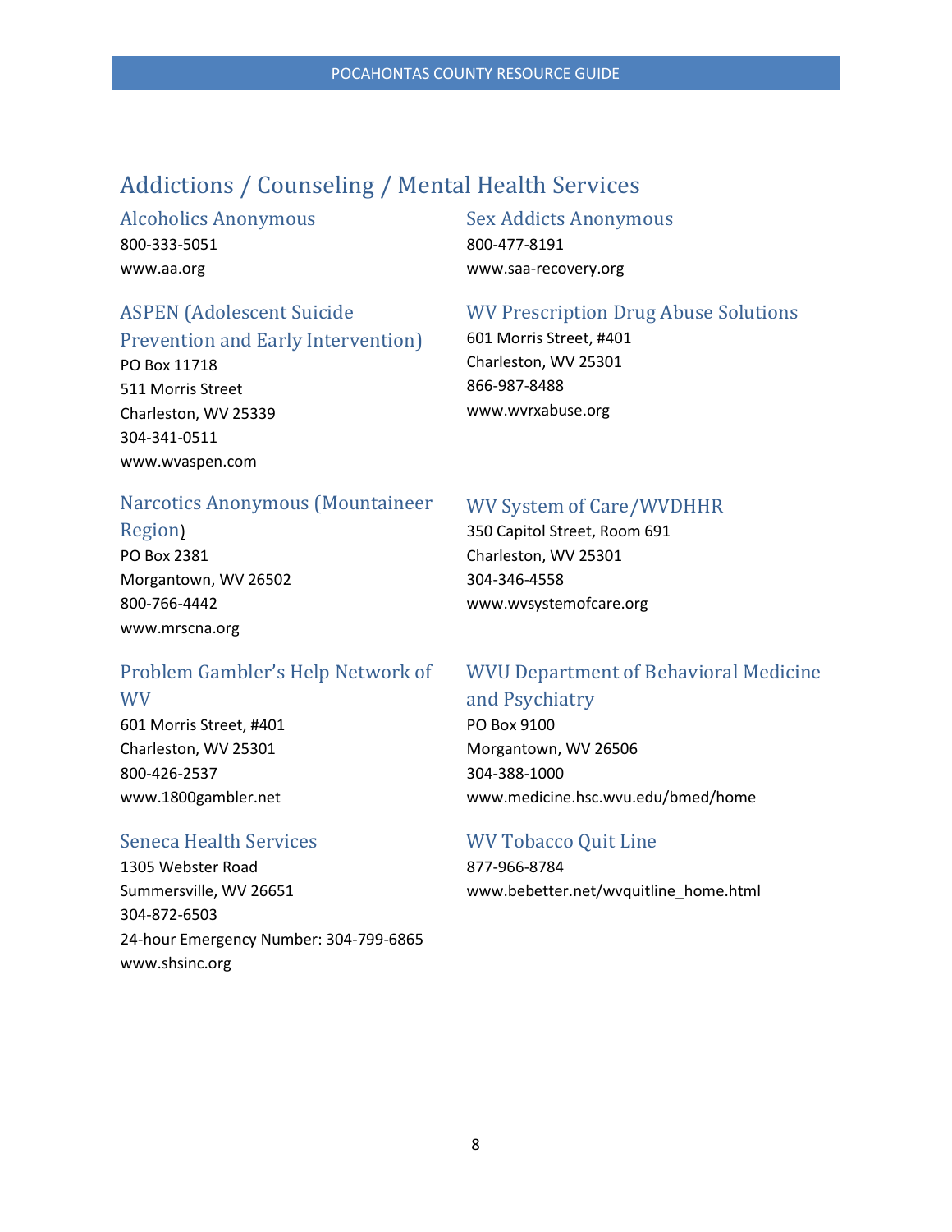# Addictions / Counseling / Mental Health Services

### Alcoholics Anonymous

800-333-5051
www.aa.org

### ASPEN (Adolescent Suicide Prevention and Early Intervention)

PO Box 11718
511 Morris Street
Charleston, WV 25339
304-341-0511
www.wvaspen.com

### Narcotics Anonymous (Mountaineer Region)

PO Box 2381
Morgantown, WV 26502
800-766-4442
www.mrscna.org

### Problem Gambler's Help Network of WV

601 Morris Street, #401
Charleston, WV 25301
800-426-2537
www.1800gambler.net

### Seneca Health Services

1305 Webster Road
Summersville, WV 26651
304-872-6503
24-hour Emergency Number: 304-799-6865
www.shsinc.org

### Sex Addicts Anonymous

800-477-8191
www.saa-recovery.org

### WV Prescription Drug Abuse Solutions

601 Morris Street, #401
Charleston, WV 25301
866-987-8488
www.wvrxabuse.org

### WV System of Care/WVDHHR

350 Capitol Street, Room 691
Charleston, WV 25301
304-346-4558
www.wvsystemofcare.org

### WVU Department of Behavioral Medicine and Psychiatry

PO Box 9100
Morgantown, WV 26506
304-388-1000
www.medicine.hsc.wvu.edu/bmed/home

### WV Tobacco Quit Line

877-966-8784
www.bebetter.net/wvquitline_home.html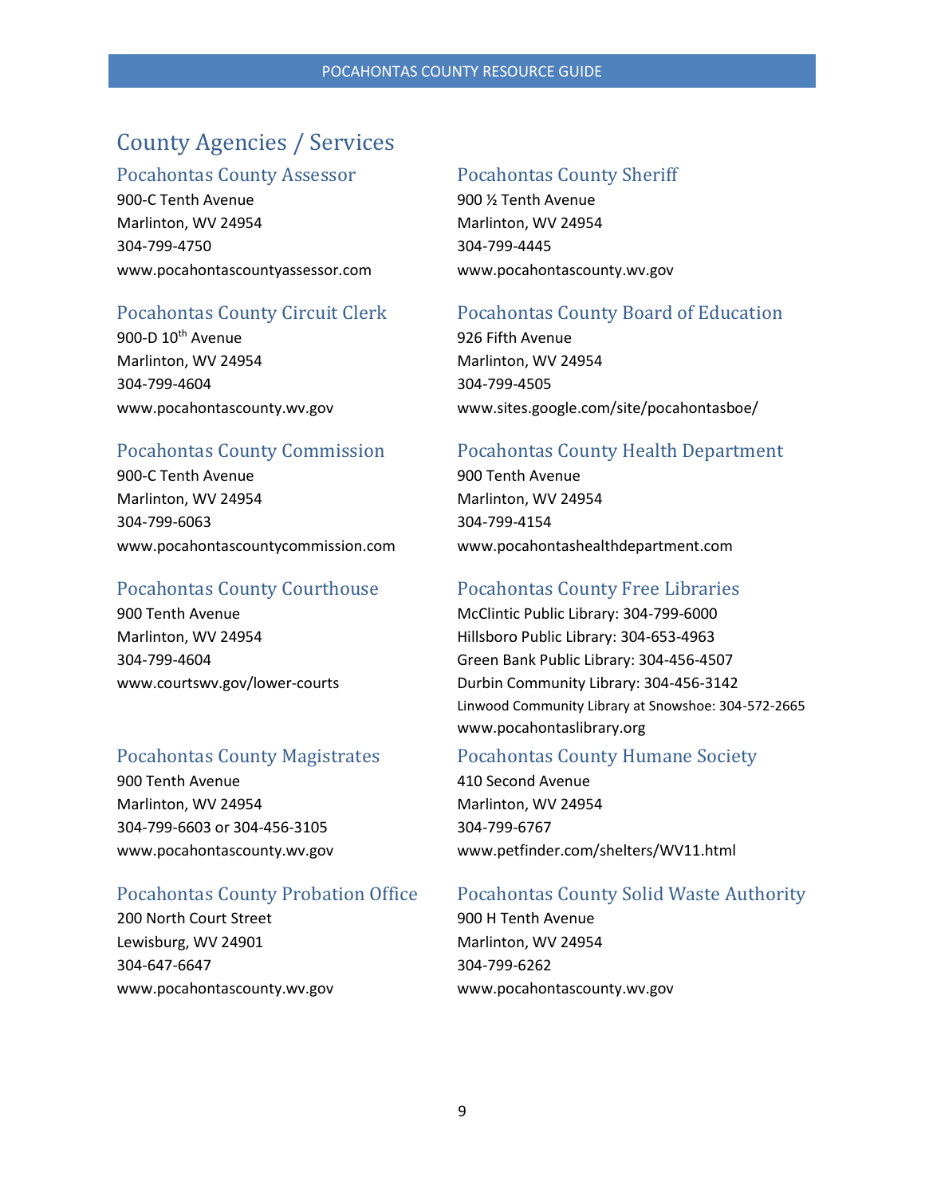# County Agencies / Services

## Pocahontas County Assessor

900-C Tenth Avenue
Marlinton, WV 24954
304-799-4750
www.pocahontascountyassessor.com

## Pocahontas County Circuit Clerk

900-D 10th Avenue
Marlinton, WV 24954
304-799-4604
www.pocahontascounty.wv.gov

## Pocahontas County Commission

900-C Tenth Avenue
Marlinton, WV 24954
304-799-6063
www.pocahontascountycommission.com

## Pocahontas County Courthouse

900 Tenth Avenue
Marlinton, WV 24954
304-799-4604
www.courtswv.gov/lower-courts

## Pocahontas County Magistrates

900 Tenth Avenue
Marlinton, WV 24954
304-799-6603 or 304-456-3105
www.pocahontascounty.wv.gov

## Pocahontas County Probation Office

200 North Court Street
Lewisburg, WV 24901
304-647-6647
www.pocahontascounty.wv.gov

## Pocahontas County Sheriff

900 ½ Tenth Avenue
Marlinton, WV 24954
304-799-4445
www.pocahontascounty.wv.gov

## Pocahontas County Board of Education

926 Fifth Avenue
Marlinton, WV 24954
304-799-4505
www.sites.google.com/site/pocahontasboe/

## Pocahontas County Health Department

900 Tenth Avenue
Marlinton, WV 24954
304-799-4154
www.pocahontashealthdepartment.com

## Pocahontas County Free Libraries

McClintic Public Library: 304-799-6000
Hillsboro Public Library: 304-653-4963
Green Bank Public Library: 304-456-4507
Durbin Community Library: 304-456-3142
Linwood Community Library at Snowshoe: 304-572-2665
www.pocahontaslibrary.org

## Pocahontas County Humane Society

410 Second Avenue
Marlinton, WV 24954
304-799-6767
www.petfinder.com/shelters/WV11.html

## Pocahontas County Solid Waste Authority

900 H Tenth Avenue
Marlinton, WV 24954
304-799-6262
www.pocahontascounty.wv.gov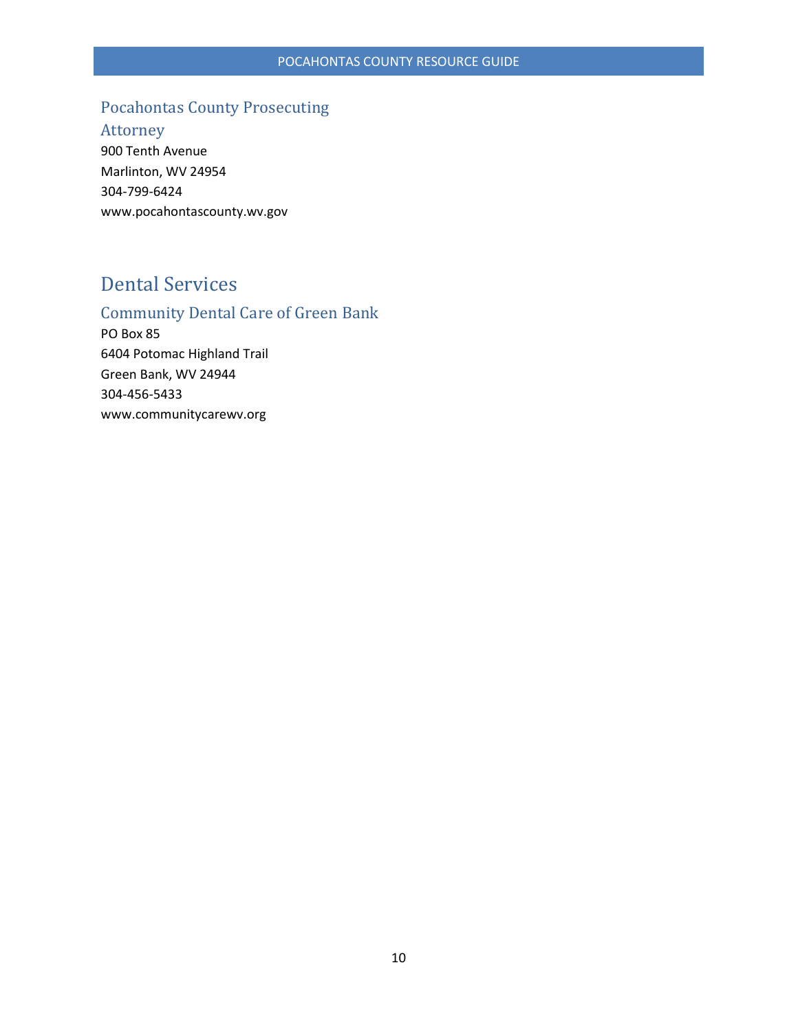### Pocahontas County Prosecuting Attorney

900 Tenth Avenue
Marlinton, WV 24954
304-799-6424
www.pocahontascounty.wv.gov

## Dental Services

### Community Dental Care of Green Bank

PO Box 85
6404 Potomac Highland Trail
Green Bank, WV 24944
304-456-5433
www.communitycarewv.org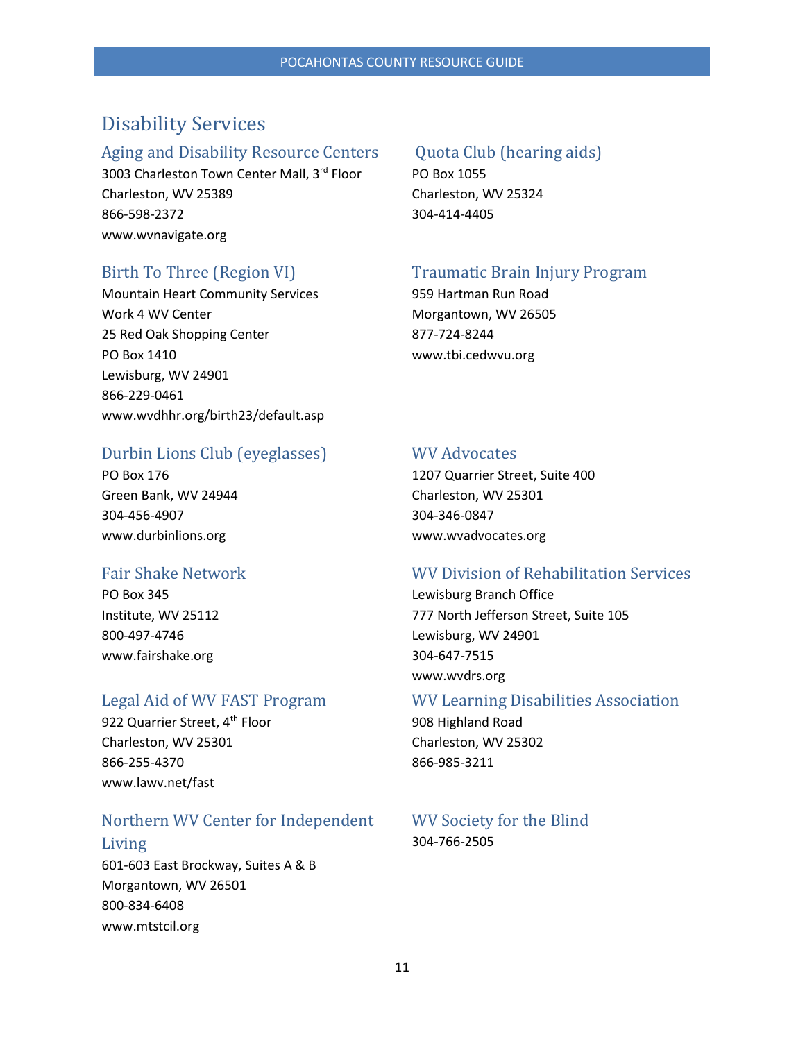# Disability Services

## Aging and Disability Resource Centers

3003 Charleston Town Center Mall, 3rd Floor
Charleston, WV 25389
866-598-2372
www.wvnavigate.org

## Birth To Three (Region VI)

Mountain Heart Community Services
Work 4 WV Center
25 Red Oak Shopping Center
PO Box 1410
Lewisburg, WV 24901
866-229-0461
www.wvdhhr.org/birth23/default.asp

## Durbin Lions Club (eyeglasses)

PO Box 176
Green Bank, WV 24944
304-456-4907
www.durbinlions.org

## Fair Shake Network

PO Box 345
Institute, WV 25112
800-497-4746
www.fairshake.org

## Legal Aid of WV FAST Program

922 Quarrier Street, 4th Floor
Charleston, WV 25301
866-255-4370
www.lawv.net/fast

## Northern WV Center for Independent Living

601-603 East Brockway, Suites A & B
Morgantown, WV 26501
800-834-6408
www.mtstcil.org

## Quota Club (hearing aids)

PO Box 1055
Charleston, WV 25324
304-414-4405

## Traumatic Brain Injury Program

959 Hartman Run Road
Morgantown, WV 26505
877-724-8244
www.tbi.cedwvu.org

## WV Advocates

1207 Quarrier Street, Suite 400
Charleston, WV 25301
304-346-0847
www.wvadvocates.org

## WV Division of Rehabilitation Services

Lewisburg Branch Office
777 North Jefferson Street, Suite 105
Lewisburg, WV 24901
304-647-7515
www.wvdrs.org

## WV Learning Disabilities Association

908 Highland Road
Charleston, WV 25302
866-985-3211

## WV Society for the Blind

304-766-2505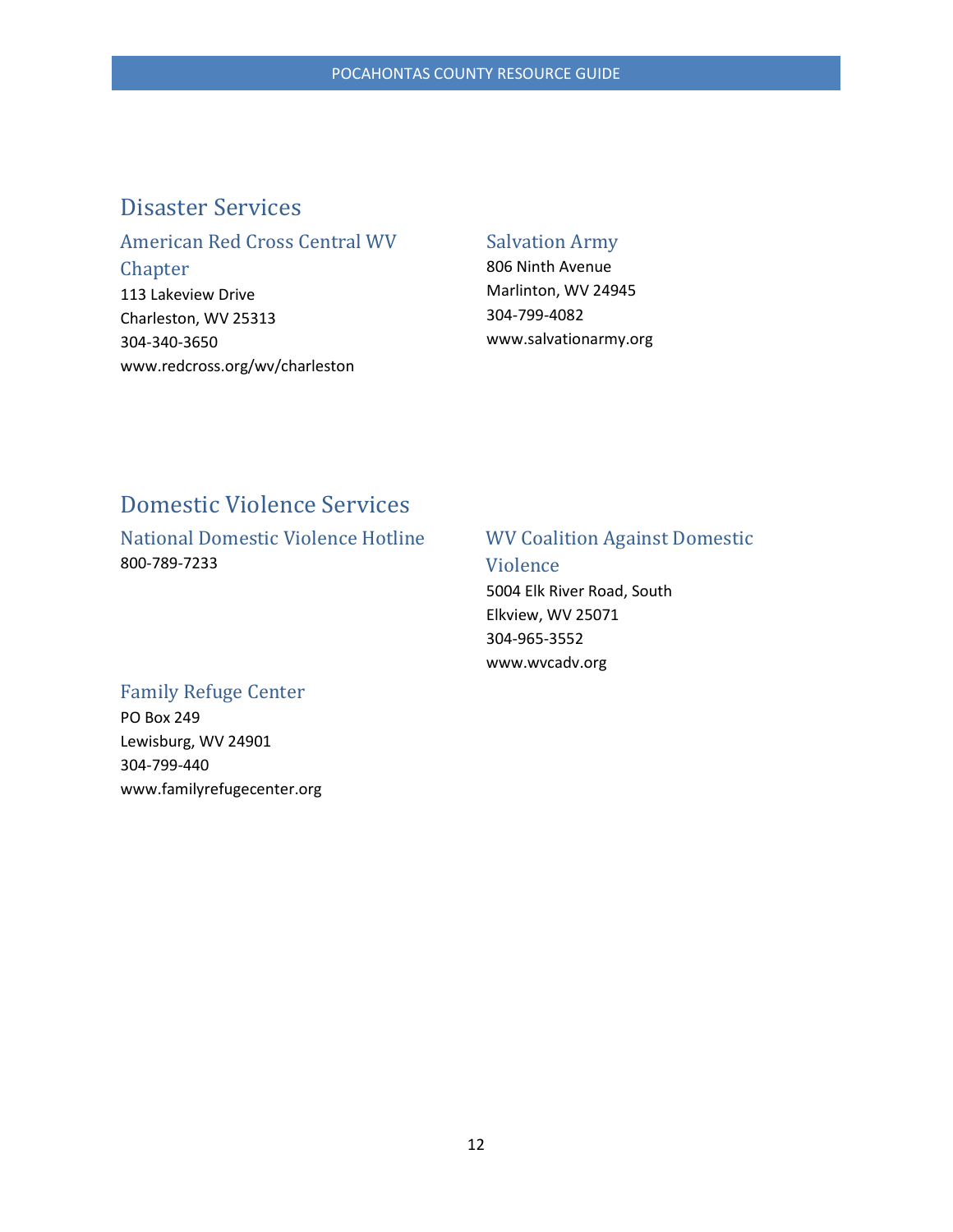## Disaster Services

### American Red Cross Central WV Chapter

113 Lakeview Drive
Charleston, WV 25313
304-340-3650
www.redcross.org/wv/charleston

### Salvation Army

806 Ninth Avenue
Marlinton, WV 24945
304-799-4082
www.salvationarmy.org

## Domestic Violence Services

### National Domestic Violence Hotline

800-789-7233

### WV Coalition Against Domestic Violence

5004 Elk River Road, South
Elkview, WV 25071
304-965-3552
www.wvcadv.org

### Family Refuge Center

PO Box 249
Lewisburg, WV 24901
304-799-440
www.familyrefugecenter.org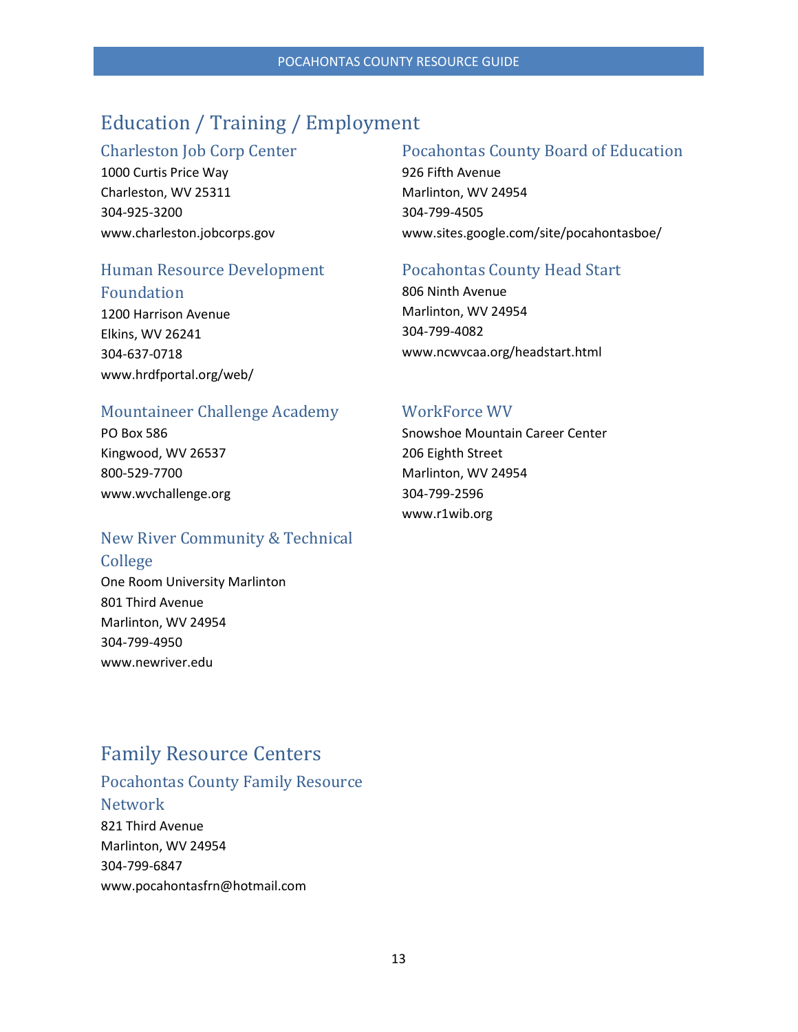# Education / Training / Employment

## Charleston Job Corp Center

1000 Curtis Price Way
Charleston, WV 25311
304-925-3200
www.charleston.jobcorps.gov

## Human Resource Development Foundation

1200 Harrison Avenue
Elkins, WV 26241
304-637-0718
www.hrdfportal.org/web/

## Mountaineer Challenge Academy

PO Box 586
Kingwood, WV 26537
800-529-7700
www.wvchallenge.org

## New River Community & Technical College

One Room University Marlinton
801 Third Avenue
Marlinton, WV 24954
304-799-4950
www.newriver.edu

## Pocahontas County Board of Education

926 Fifth Avenue
Marlinton, WV 24954
304-799-4505
www.sites.google.com/site/pocahontasboe/

## Pocahontas County Head Start

806 Ninth Avenue
Marlinton, WV 24954
304-799-4082
www.ncwvcaa.org/headstart.html

## WorkForce WV

Snowshoe Mountain Career Center
206 Eighth Street
Marlinton, WV 24954
304-799-2596
www.r1wib.org

# Family Resource Centers

## Pocahontas County Family Resource Network

821 Third Avenue
Marlinton, WV 24954
304-799-6847
www.pocahontasfrn@hotmail.com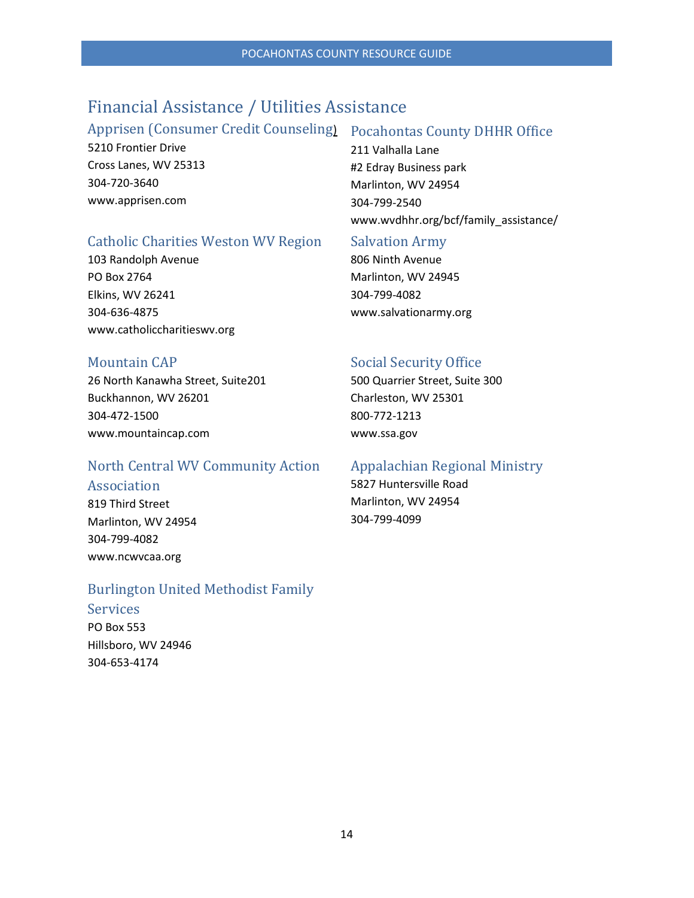# Financial Assistance / Utilities Assistance

## Apprisen (Consumer Credit Counseling)

5210 Frontier Drive
Cross Lanes, WV 25313
304-720-3640
www.apprisen.com

## Catholic Charities Weston WV Region

103 Randolph Avenue
PO Box 2764
Elkins, WV 26241
304-636-4875
www.catholiccharitieswv.org

## Mountain CAP

26 North Kanawha Street, Suite201
Buckhannon, WV 26201
304-472-1500
www.mountaincap.com

## North Central WV Community Action Association

819 Third Street
Marlinton, WV 24954
304-799-4082
www.ncwvcaa.org

## Burlington United Methodist Family Services

PO Box 553
Hillsboro, WV 24946
304-653-4174

## Pocahontas County DHHR Office

211 Valhalla Lane
#2 Edray Business park
Marlinton, WV 24954
304-799-2540
www.wvdhhr.org/bcf/family_assistance/

## Salvation Army

806 Ninth Avenue
Marlinton, WV 24945
304-799-4082
www.salvationarmy.org

## Social Security Office

500 Quarrier Street, Suite 300
Charleston, WV 25301
800-772-1213
www.ssa.gov

## Appalachian Regional Ministry

5827 Huntersville Road
Marlinton, WV 24954
304-799-4099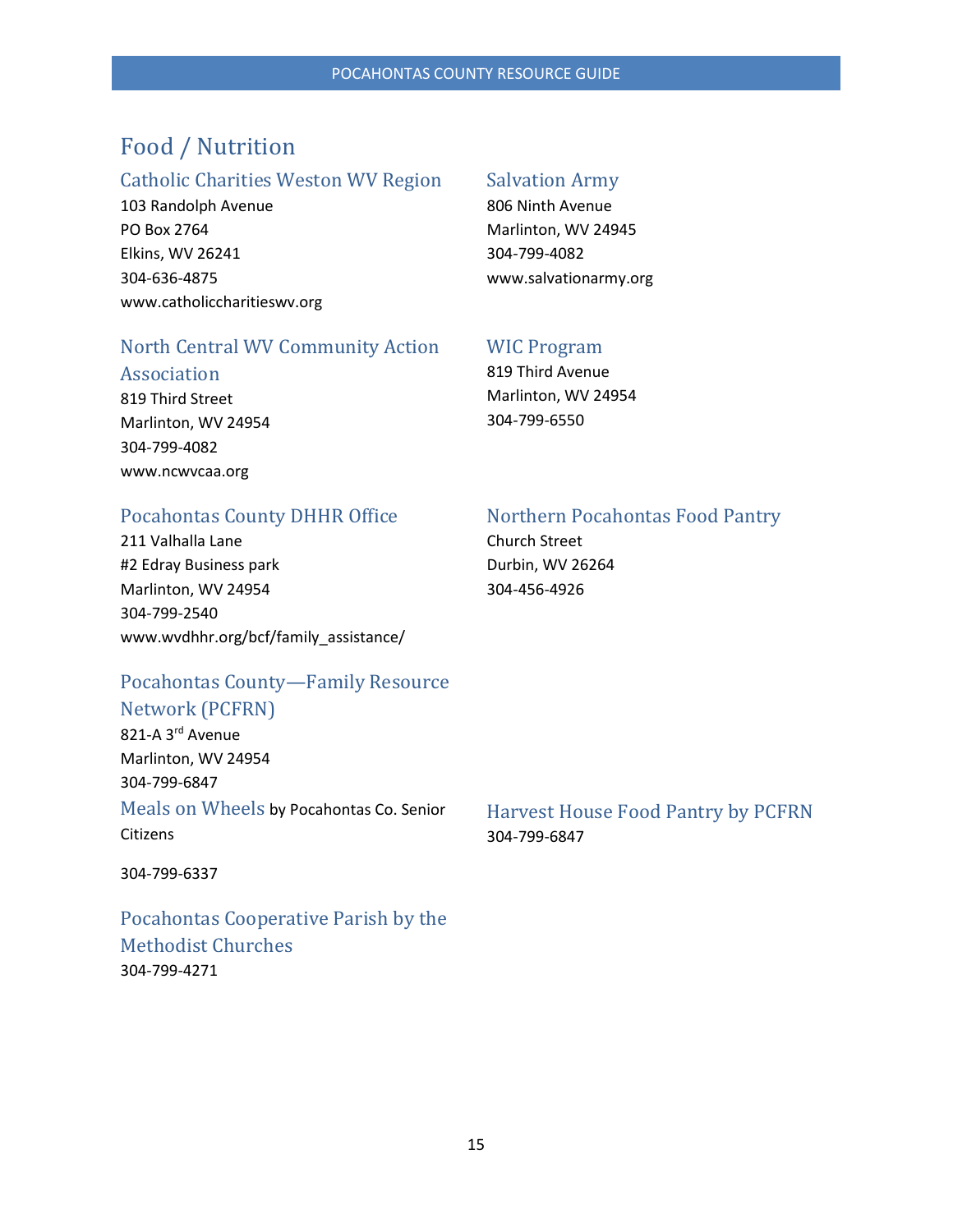# Food / Nutrition

## Catholic Charities Weston WV Region

103 Randolph Avenue
PO Box 2764
Elkins, WV 26241
304-636-4875
www.catholiccharitieswv.org

## North Central WV Community Action Association

819 Third Street
Marlinton, WV 24954
304-799-4082
www.ncwvcaa.org

## Pocahontas County DHHR Office

211 Valhalla Lane
#2 Edray Business park
Marlinton, WV 24954
304-799-2540
www.wvdhhr.org/bcf/family_assistance/

## Pocahontas County—Family Resource Network (PCFRN)

821-A 3rd Avenue
Marlinton, WV 24954
304-799-6847

## Meals on Wheels by Pocahontas Co. Senior Citizens

304-799-6337

## Pocahontas Cooperative Parish by the Methodist Churches

304-799-4271

## Salvation Army

806 Ninth Avenue
Marlinton, WV 24945
304-799-4082
www.salvationarmy.org

## WIC Program

819 Third Avenue
Marlinton, WV 24954
304-799-6550

## Northern Pocahontas Food Pantry

Church Street
Durbin, WV 26264
304-456-4926

## Harvest House Food Pantry by PCFRN

304-799-6847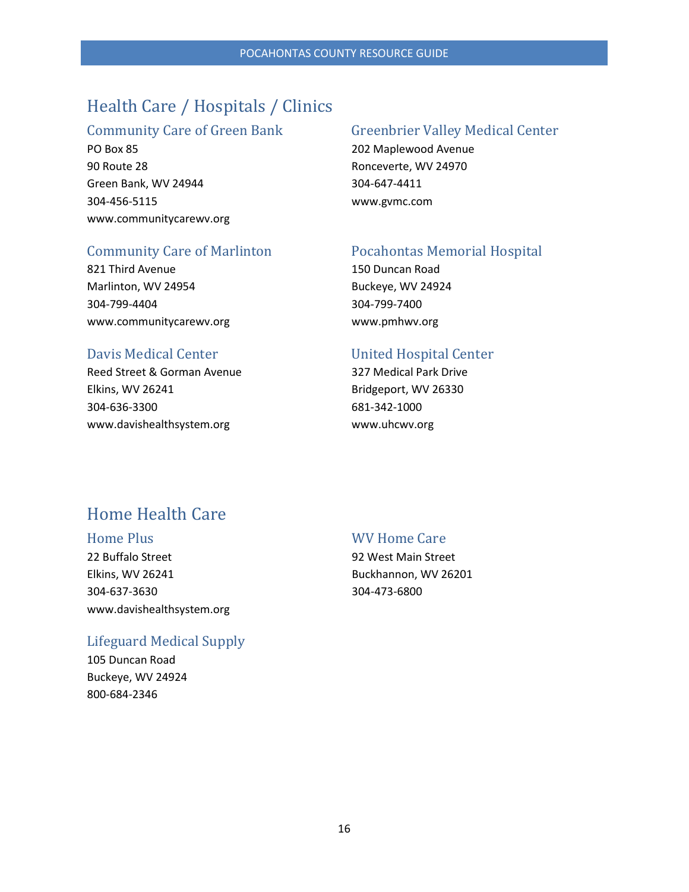# Health Care / Hospitals / Clinics

## Community Care of Green Bank

PO Box 85
90 Route 28
Green Bank, WV 24944
304-456-5115
www.communitycarewv.org

## Community Care of Marlinton

821 Third Avenue
Marlinton, WV 24954
304-799-4404
www.communitycarewv.org

## Davis Medical Center

Reed Street & Gorman Avenue
Elkins, WV 26241
304-636-3300
www.davishealthsystem.org

## Greenbrier Valley Medical Center

202 Maplewood Avenue
Ronceverte, WV 24970
304-647-4411
www.gvmc.com

## Pocahontas Memorial Hospital

150 Duncan Road
Buckeye, WV 24924
304-799-7400
www.pmhwv.org

## United Hospital Center

327 Medical Park Drive
Bridgeport, WV 26330
681-342-1000
www.uhcwv.org

# Home Health Care

## Home Plus

22 Buffalo Street
Elkins, WV 26241
304-637-3630
www.davishealthsystem.org

## Lifeguard Medical Supply

105 Duncan Road
Buckeye, WV 24924
800-684-2346

## WV Home Care

92 West Main Street
Buckhannon, WV 26201
304-473-6800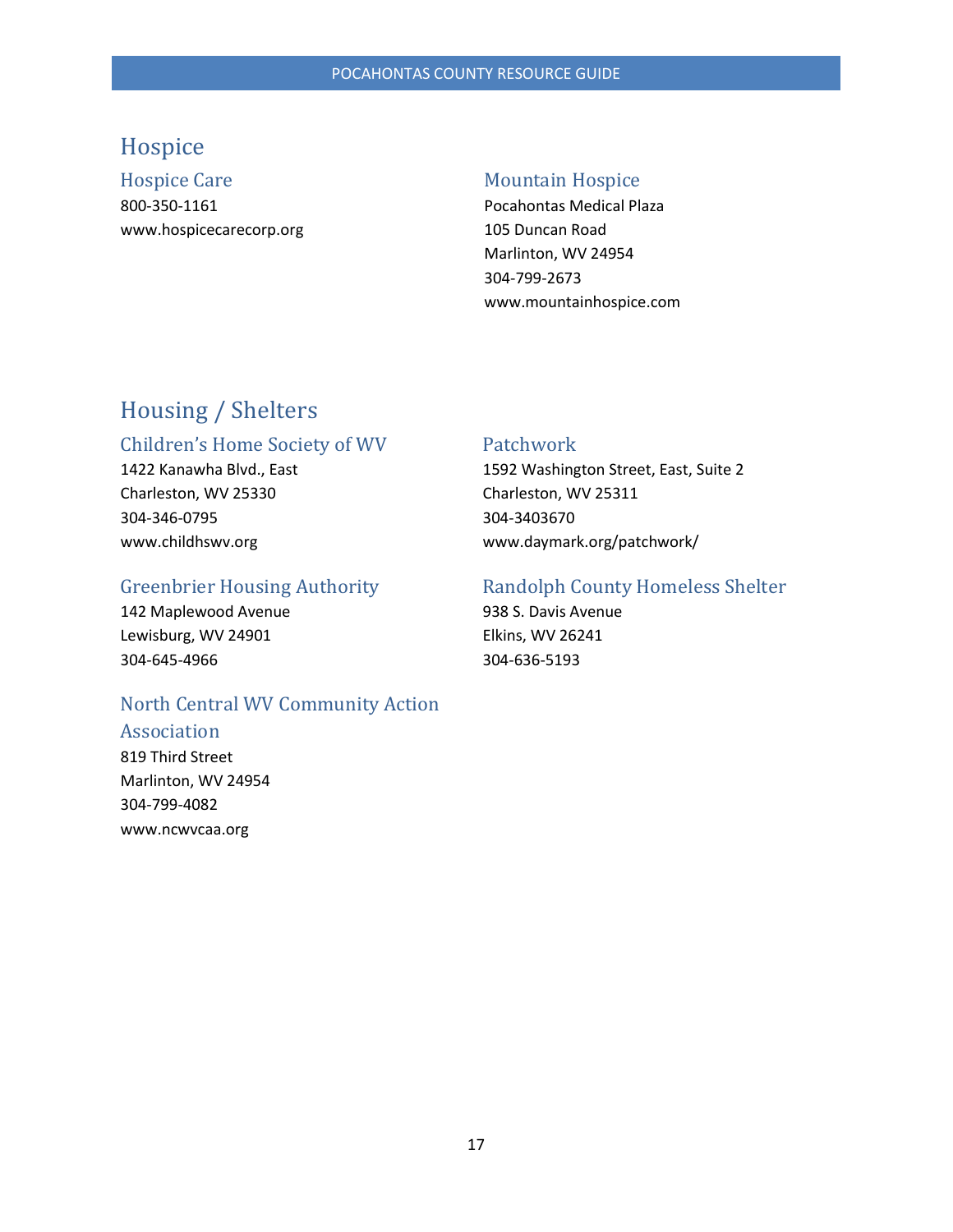# Hospice

## Hospice Care

800-350-1161
www.hospicecarecorp.org

## Mountain Hospice

Pocahontas Medical Plaza
105 Duncan Road
Marlinton, WV 24954
304-799-2673
www.mountainhospice.com

# Housing / Shelters

## Children's Home Society of WV

1422 Kanawha Blvd., East
Charleston, WV 25330
304-346-0795
www.childhswv.org

## Greenbrier Housing Authority

142 Maplewood Avenue
Lewisburg, WV 24901
304-645-4966

## North Central WV Community Action Association

819 Third Street
Marlinton, WV 24954
304-799-4082
www.ncwvcaa.org

## Patchwork

1592 Washington Street, East, Suite 2
Charleston, WV 25311
304-3403670
www.daymark.org/patchwork/

## Randolph County Homeless Shelter

938 S. Davis Avenue
Elkins, WV 26241
304-636-5193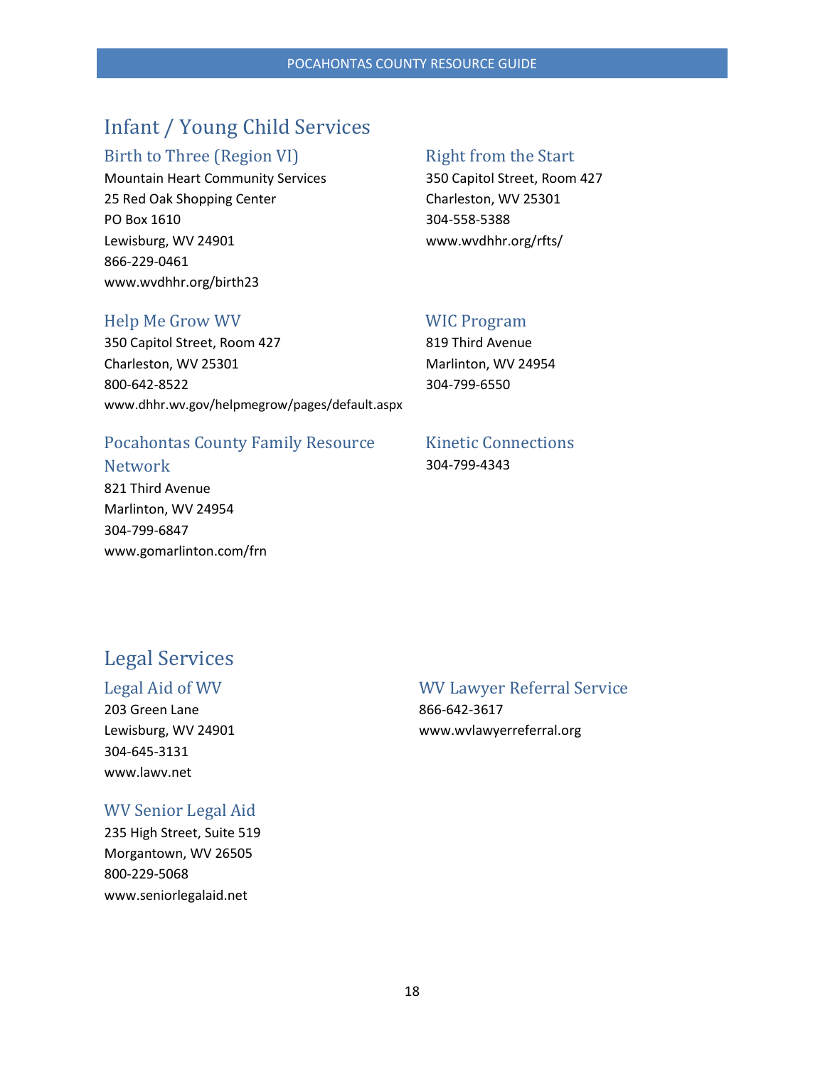# Infant / Young Child Services

## Birth to Three (Region VI)

Mountain Heart Community Services
25 Red Oak Shopping Center
PO Box 1610
Lewisburg, WV 24901
866-229-0461
www.wvdhhr.org/birth23

## Right from the Start

350 Capitol Street, Room 427
Charleston, WV 25301
304-558-5388
www.wvdhhr.org/rfts/

## Help Me Grow WV

350 Capitol Street, Room 427
Charleston, WV 25301
800-642-8522
www.dhhr.wv.gov/helpmegrow/pages/default.aspx

## WIC Program

819 Third Avenue
Marlinton, WV 24954
304-799-6550

## Pocahontas County Family Resource Network

821 Third Avenue
Marlinton, WV 24954
304-799-6847
www.gomarlinton.com/frn

## Kinetic Connections

304-799-4343

# Legal Services

## Legal Aid of WV

203 Green Lane
Lewisburg, WV 24901
304-645-3131
www.lawv.net

## WV Lawyer Referral Service

866-642-3617
www.wvlawyerreferral.org

## WV Senior Legal Aid

235 High Street, Suite 519
Morgantown, WV 26505
800-229-5068
www.seniorlegalaid.net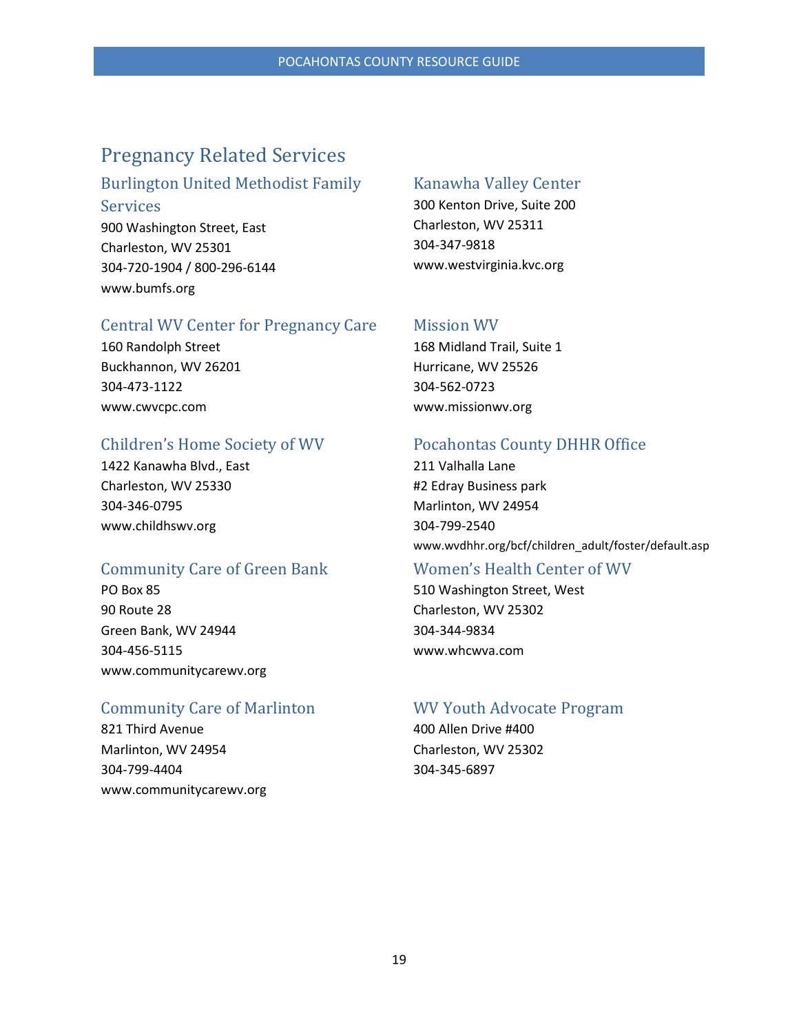# Pregnancy Related Services

## Burlington United Methodist Family Services

900 Washington Street, East
Charleston, WV 25301
304-720-1904 / 800-296-6144
www.bumfs.org

## Central WV Center for Pregnancy Care

160 Randolph Street
Buckhannon, WV 26201
304-473-1122
www.cwvcpc.com

## Children's Home Society of WV

1422 Kanawha Blvd., East
Charleston, WV 25330
304-346-0795
www.childhswv.org

## Community Care of Green Bank

PO Box 85
90 Route 28
Green Bank, WV 24944
304-456-5115
www.communitycarewv.org

## Community Care of Marlinton

821 Third Avenue
Marlinton, WV 24954
304-799-4404
www.communitycarewv.org

## Kanawha Valley Center

300 Kenton Drive, Suite 200
Charleston, WV 25311
304-347-9818
www.westvirginia.kvc.org

## Mission WV

168 Midland Trail, Suite 1
Hurricane, WV 25526
304-562-0723
www.missionwv.org

## Pocahontas County DHHR Office

211 Valhalla Lane
#2 Edray Business park
Marlinton, WV 24954
304-799-2540
www.wvdhhr.org/bcf/children_adult/foster/default.asp

## Women's Health Center of WV

510 Washington Street, West
Charleston, WV 25302
304-344-9834
www.whcwva.com

## WV Youth Advocate Program

400 Allen Drive #400
Charleston, WV 25302
304-345-6897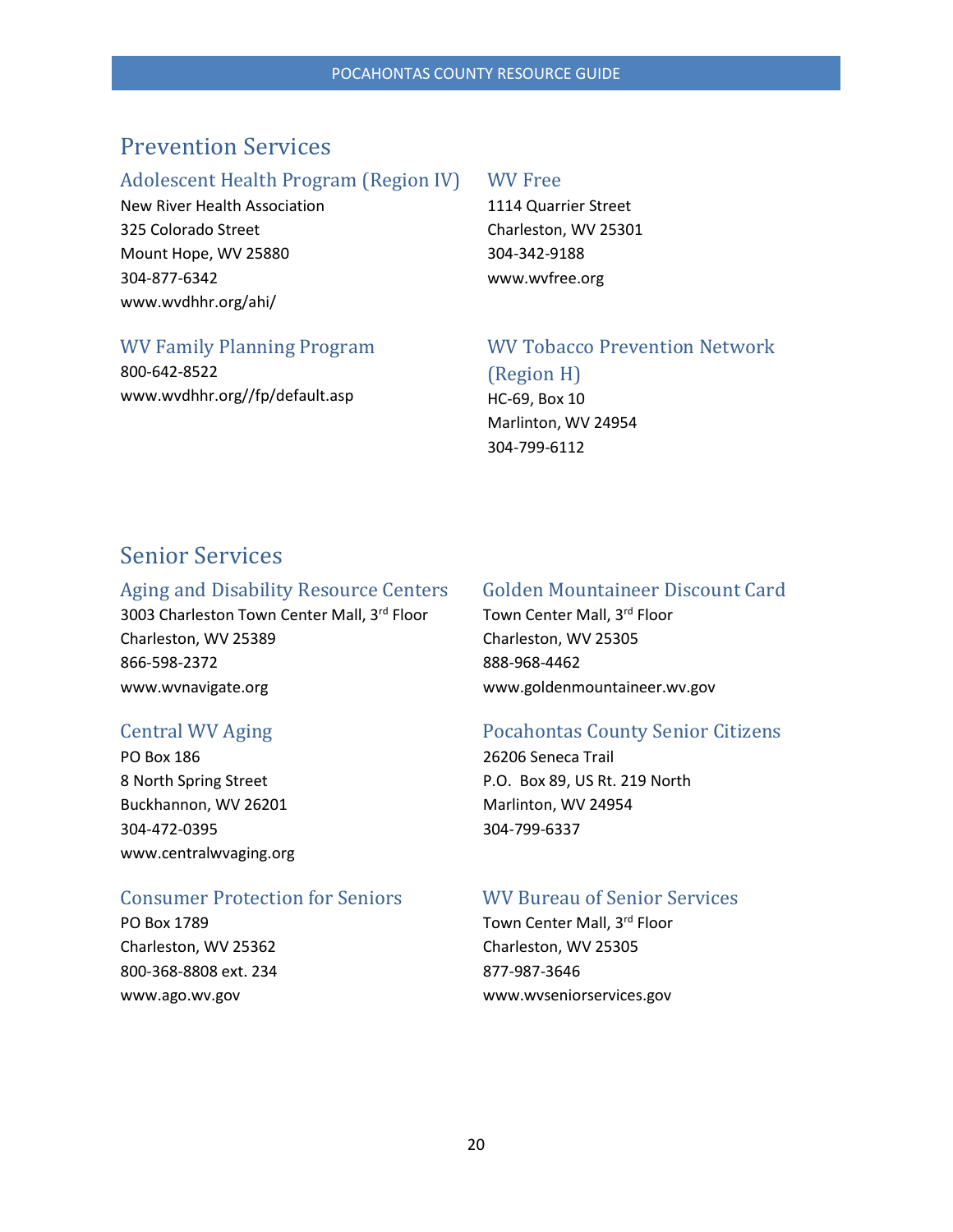## Prevention Services

### Adolescent Health Program (Region IV)

New River Health Association
325 Colorado Street
Mount Hope, WV 25880
304-877-6342
www.wvdhhr.org/ahi/

### WV Family Planning Program

800-642-8522
www.wvdhhr.org//fp/default.asp

### WV Free

1114 Quarrier Street
Charleston, WV 25301
304-342-9188
www.wvfree.org

### WV Tobacco Prevention Network (Region H)

HC-69, Box 10
Marlinton, WV 24954
304-799-6112

## Senior Services

### Aging and Disability Resource Centers

3003 Charleston Town Center Mall, 3rd Floor
Charleston, WV 25389
866-598-2372
www.wvnavigate.org

### Central WV Aging

PO Box 186
8 North Spring Street
Buckhannon, WV 26201
304-472-0395
www.centralwvaging.org

### Consumer Protection for Seniors

PO Box 1789
Charleston, WV 25362
800-368-8808 ext. 234
www.ago.wv.gov

### Golden Mountaineer Discount Card

Town Center Mall, 3rd Floor
Charleston, WV 25305
888-968-4462
www.goldenmountaineer.wv.gov

### Pocahontas County Senior Citizens

26206 Seneca Trail
P.O. Box 89, US Rt. 219 North
Marlinton, WV 24954
304-799-6337

### WV Bureau of Senior Services

Town Center Mall, 3rd Floor
Charleston, WV 25305
877-987-3646
www.wvseniorservices.gov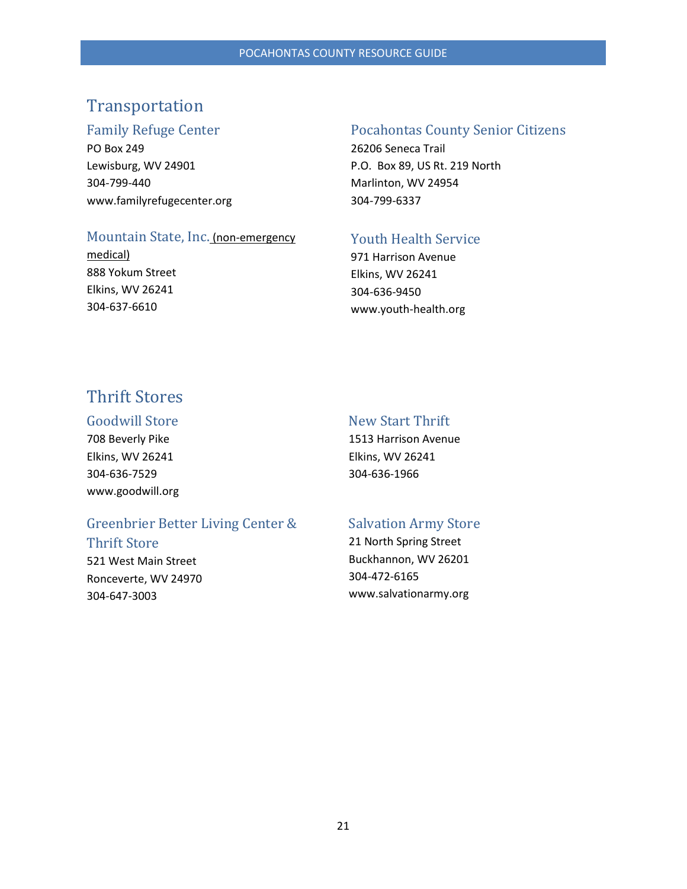## Transportation

### Family Refuge Center

PO Box 249
Lewisburg, WV 24901
304-799-440
www.familyrefugecenter.org

### Mountain State, Inc. (non-emergency medical)

888 Yokum Street
Elkins, WV 26241
304-637-6610

### Pocahontas County Senior Citizens

26206 Seneca Trail
P.O. Box 89, US Rt. 219 North
Marlinton, WV 24954
304-799-6337

### Youth Health Service

971 Harrison Avenue
Elkins, WV 26241
304-636-9450
www.youth-health.org

## Thrift Stores

### Goodwill Store

708 Beverly Pike
Elkins, WV 26241
304-636-7529
www.goodwill.org

### Greenbrier Better Living Center & Thrift Store

521 West Main Street
Ronceverte, WV 24970
304-647-3003

### New Start Thrift

1513 Harrison Avenue
Elkins, WV 26241
304-636-1966

### Salvation Army Store

21 North Spring Street
Buckhannon, WV 26201
304-472-6165
www.salvationarmy.org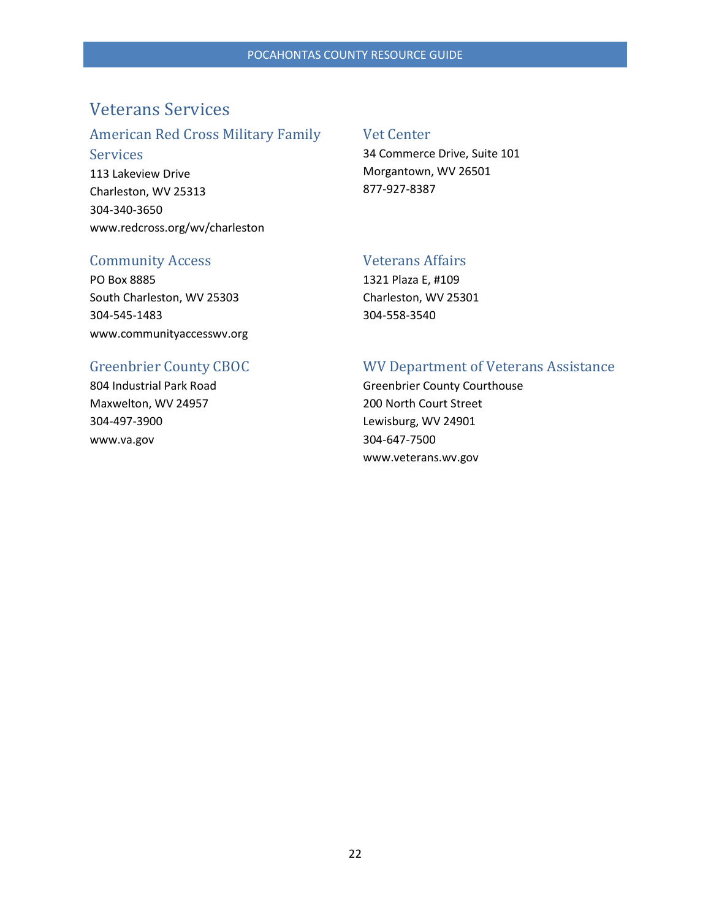# Veterans Services

## American Red Cross Military Family Services

113 Lakeview Drive
Charleston, WV 25313
304-340-3650
www.redcross.org/wv/charleston

## Community Access

PO Box 8885
South Charleston, WV 25303
304-545-1483
www.communityaccesswv.org

## Greenbrier County CBOC

804 Industrial Park Road
Maxwelton, WV 24957
304-497-3900
www.va.gov

## Vet Center

34 Commerce Drive, Suite 101
Morgantown, WV 26501
877-927-8387

## Veterans Affairs

1321 Plaza E, #109
Charleston, WV 25301
304-558-3540

## WV Department of Veterans Assistance

Greenbrier County Courthouse
200 North Court Street
Lewisburg, WV 24901
304-647-7500
www.veterans.wv.gov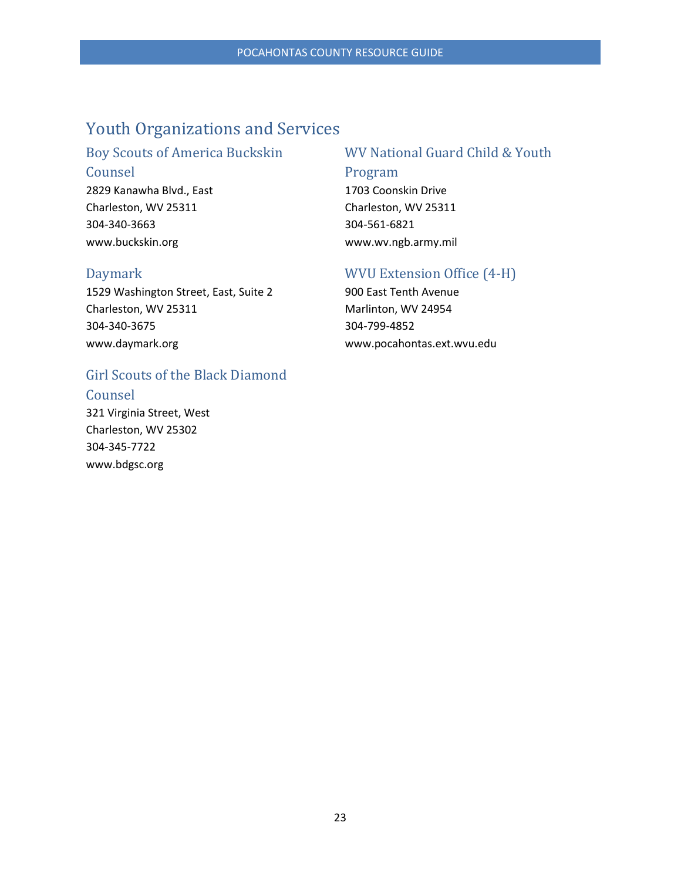# Youth Organizations and Services

## Boy Scouts of America Buckskin Counsel

2829 Kanawha Blvd., East
Charleston, WV 25311
304-340-3663
www.buckskin.org

## Daymark

1529 Washington Street, East, Suite 2
Charleston, WV 25311
304-340-3675
www.daymark.org

## Girl Scouts of the Black Diamond Counsel

321 Virginia Street, West
Charleston, WV 25302
304-345-7722
www.bdgsc.org

## WV National Guard Child & Youth Program

1703 Coonskin Drive
Charleston, WV 25311
304-561-6821
www.wv.ngb.army.mil

## WVU Extension Office (4-H)

900 East Tenth Avenue
Marlinton, WV 24954
304-799-4852
www.pocahontas.ext.wvu.edu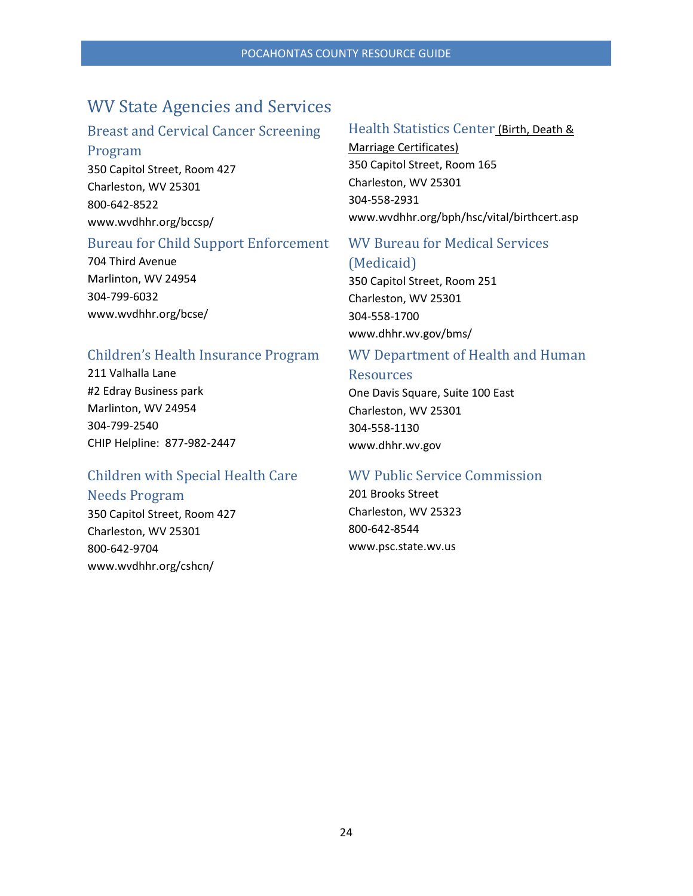# WV State Agencies and Services

## Breast and Cervical Cancer Screening Program

350 Capitol Street, Room 427
Charleston, WV 25301
800-642-8522
www.wvdhhr.org/bccsp/

## Bureau for Child Support Enforcement

704 Third Avenue
Marlinton, WV 24954
304-799-6032
www.wvdhhr.org/bcse/

## Children's Health Insurance Program

211 Valhalla Lane
#2 Edray Business park
Marlinton, WV 24954
304-799-2540
CHIP Helpline: 877-982-2447

## Children with Special Health Care Needs Program

350 Capitol Street, Room 427
Charleston, WV 25301
800-642-9704
www.wvdhhr.org/cshcn/

## Health Statistics Center (Birth, Death & Marriage Certificates)

350 Capitol Street, Room 165
Charleston, WV 25301
304-558-2931
www.wvdhhr.org/bph/hsc/vital/birthcert.asp

## WV Bureau for Medical Services (Medicaid)

350 Capitol Street, Room 251
Charleston, WV 25301
304-558-1700
www.dhhr.wv.gov/bms/

## WV Department of Health and Human Resources

One Davis Square, Suite 100 East
Charleston, WV 25301
304-558-1130
www.dhhr.wv.gov

## WV Public Service Commission

201 Brooks Street
Charleston, WV 25323
800-642-8544
www.psc.state.wv.us